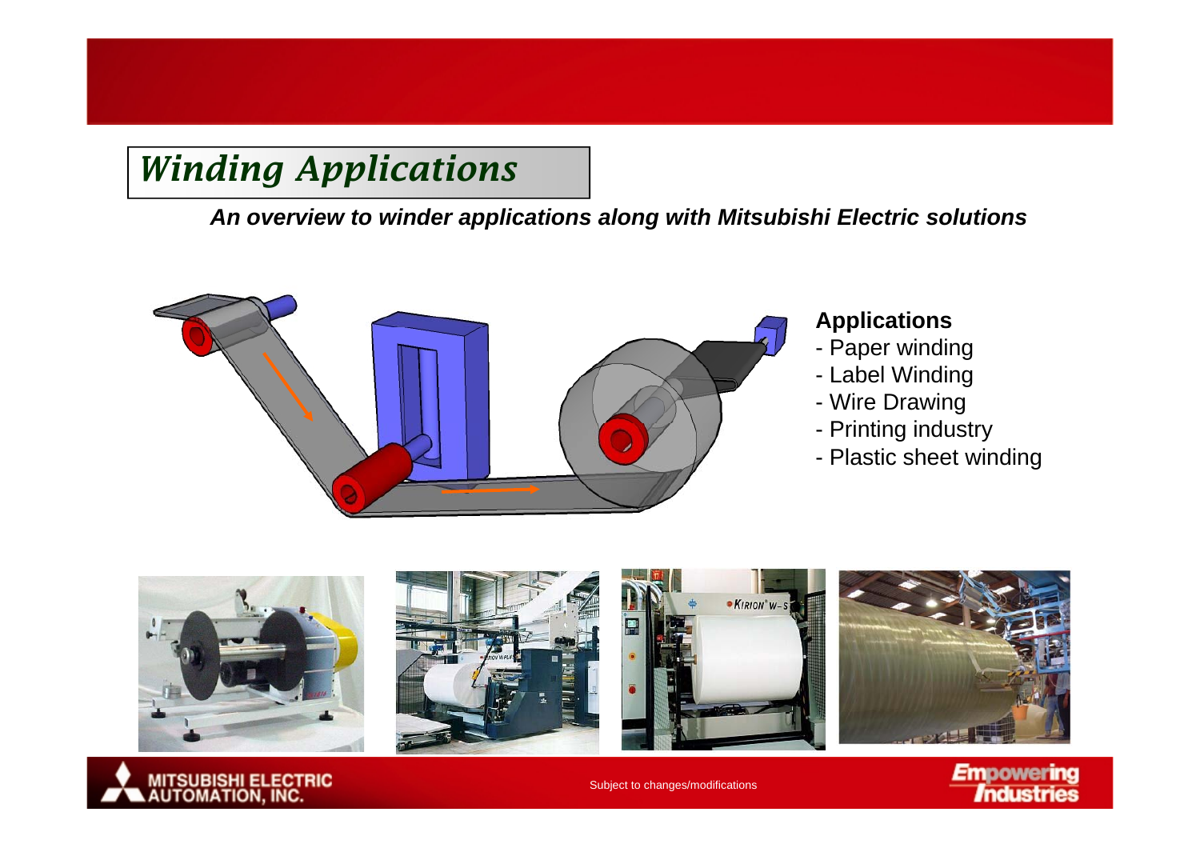# Winding Applications

***An overview to winder applications along with Mitsubishi Electric solutions***

**Applications**

- Paper winding
- Label Winding
- Wire Drawing
- Printing industry
- Plastic sheet winding

Subject to changes/modifications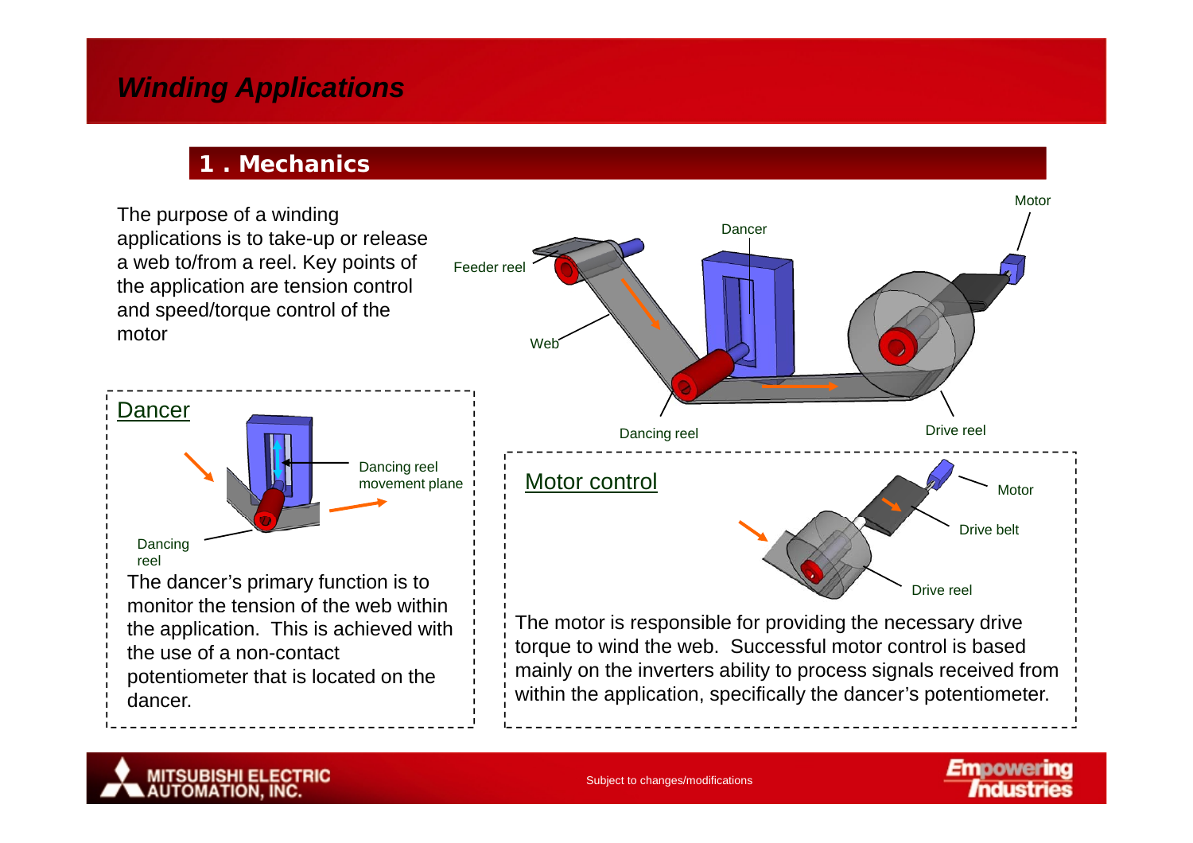# Winding Applications

## 1 . Mechanics

The purpose of a winding applications is to take-up or release a web to/from a reel. Key points of the application are tension control and speed/torque control of the motor

Motor

Dancer

Feeder reel

Web

Dancing reel

Drive reel

### Dancer

Dancing reel movement plane

Dancing reel

The dancer's primary function is to monitor the tension of the web within the application. This is achieved with the use of a non-contact potentiometer that is located on the dancer.

### Motor control

Motor

Drive belt

Drive reel

The motor is responsible for providing the necessary drive torque to wind the web. Successful motor control is based mainly on the inverters ability to process signals received from within the application, specifically the dancer's potentiometer.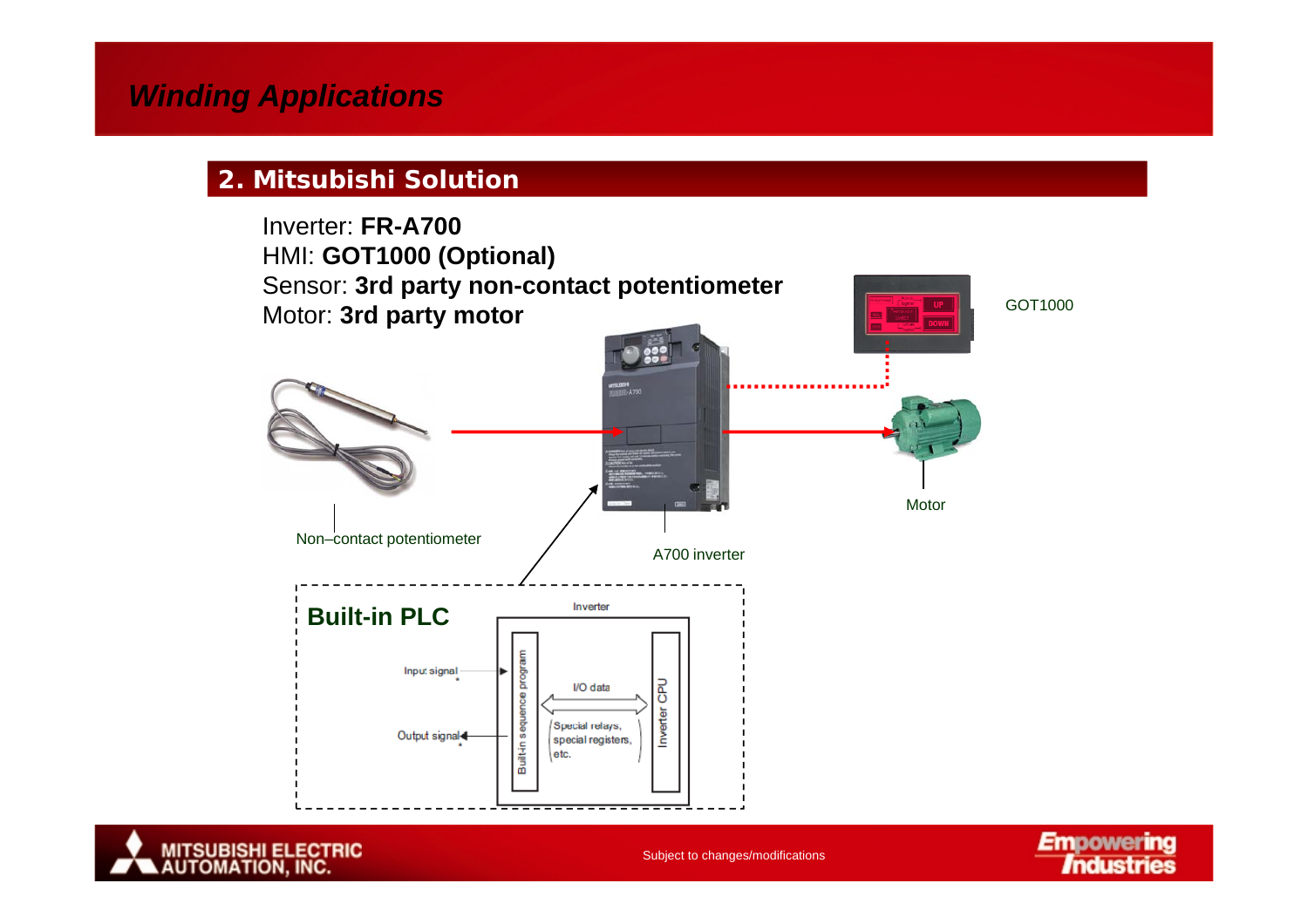# Winding Applications

## 2. Mitsubishi Solution

Inverter: **FR-A700**
HMI: **GOT1000 (Optional)**
Sensor: **3rd party non-contact potentiometer**
Motor: **3rd party motor**

GOT1000

Non–contact potentiometer

A700 inverter

Motor

**Built-in PLC**

Inverter

Input signal

Output signal

Built-in sequence program

I/O data

Special relays, special registers, etc.

Inverter CPU

Subject to changes/modifications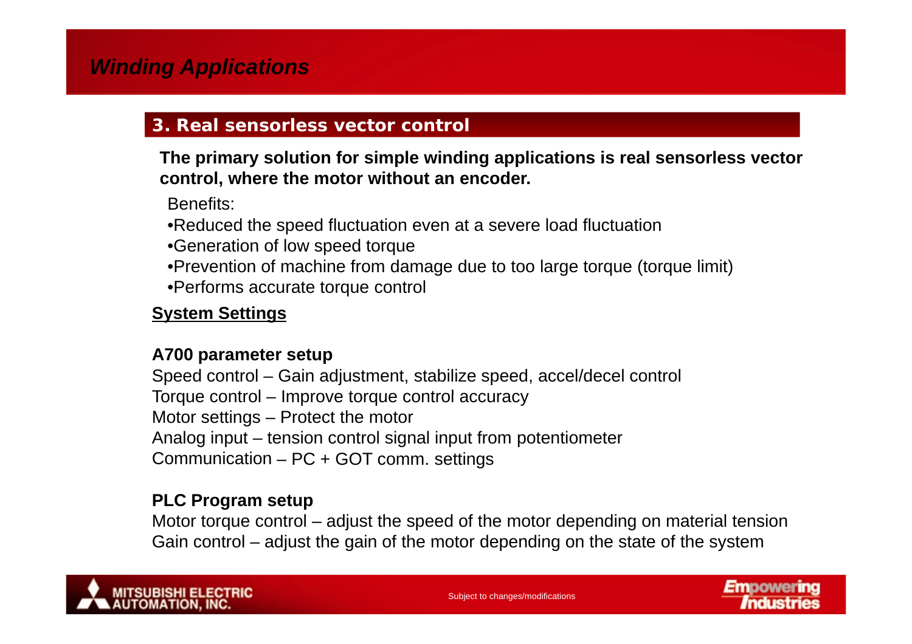# *Winding Applications*

## 3. Real sensorless vector control

**The primary solution for simple winding applications is real sensorless vector control, where the motor without an encoder.**

Benefits:

- Reduced the speed fluctuation even at a severe load fluctuation
- Generation of low speed torque
- Prevention of machine from damage due to too large torque (torque limit)
- Performs accurate torque control

**System Settings**

**A700 parameter setup**

Speed control – Gain adjustment, stabilize speed, accel/decel control
Torque control – Improve torque control accuracy
Motor settings – Protect the motor
Analog input – tension control signal input from potentiometer
Communication – PC + GOT comm. settings

**PLC Program setup**

Motor torque control – adjust the speed of the motor depending on material tension
Gain control – adjust the gain of the motor depending on the state of the system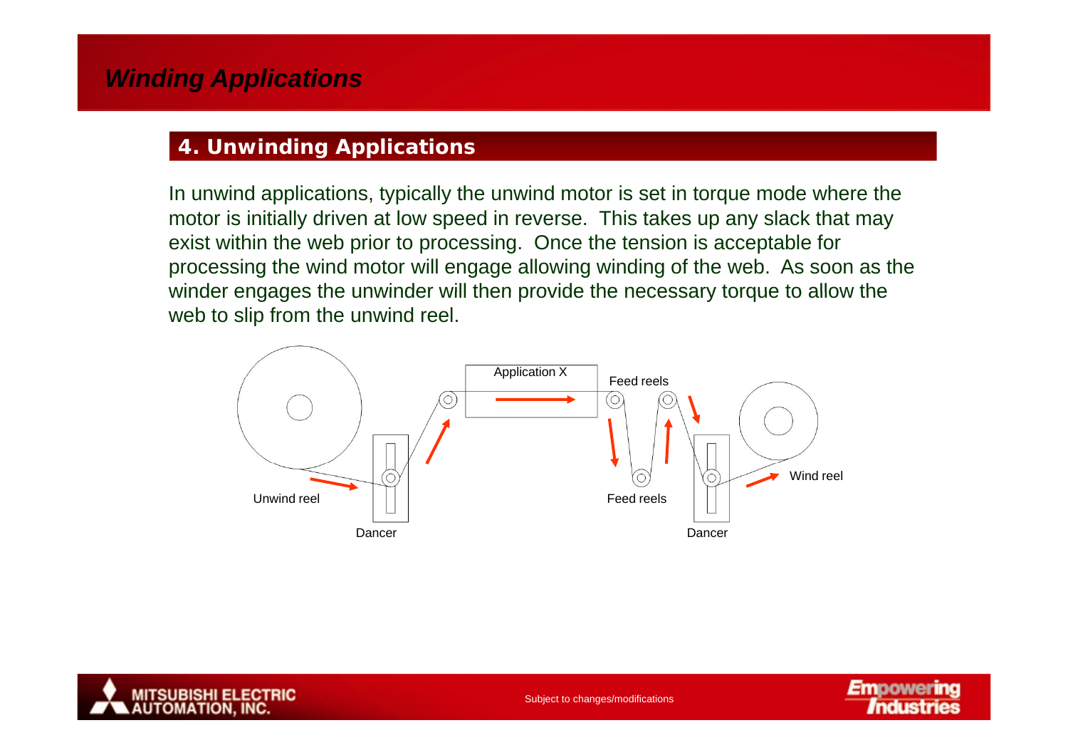# Winding Applications

## 4. Unwinding Applications

In unwind applications, typically the unwind motor is set in torque mode where the motor is initially driven at low speed in reverse. This takes up any slack that may exist within the web prior to processing. Once the tension is acceptable for processing the wind motor will engage allowing winding of the web. As soon as the winder engages the unwinder will then provide the necessary torque to allow the web to slip from the unwind reel.

Application X

Feed reels

Unwind reel

Dancer

Feed reels

Dancer

Wind reel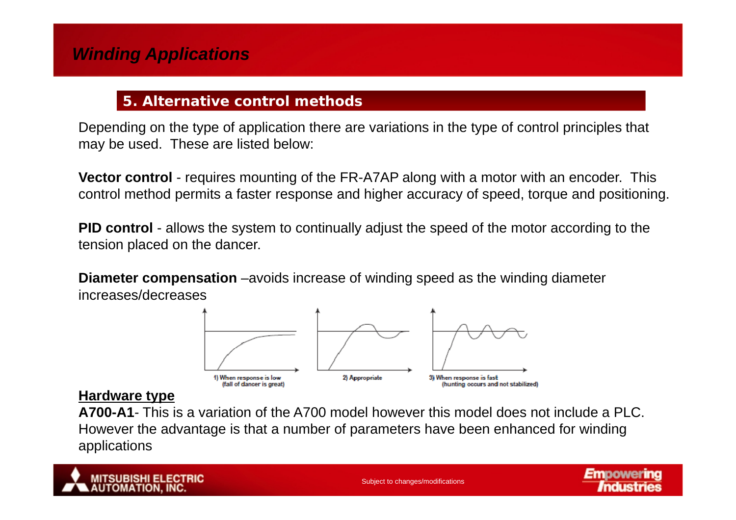## Winding Applications

### 5. Alternative control methods

Depending on the type of application there are variations in the type of control principles that may be used.  These are listed below:

**Vector control** - requires mounting of the FR-A7AP along with a motor with an encoder.  This control method permits a faster response and higher accuracy of speed, torque and positioning.

**PID control** - allows the system to continually adjust the speed of the motor according to the tension placed on the dancer.

**Diameter compensation** –avoids increase of winding speed as the winding diameter increases/decreases

1) When response is low (fall of dancer is great)

2) Appropriate

3) When response is fast (hunting occurs and not stabilized)

**Hardware type**

**A700-A1**- This is a variation of the A700 model however this model does not include a PLC.  However the advantage is that a number of parameters have been enhanced for winding applications

Subject to changes/modifications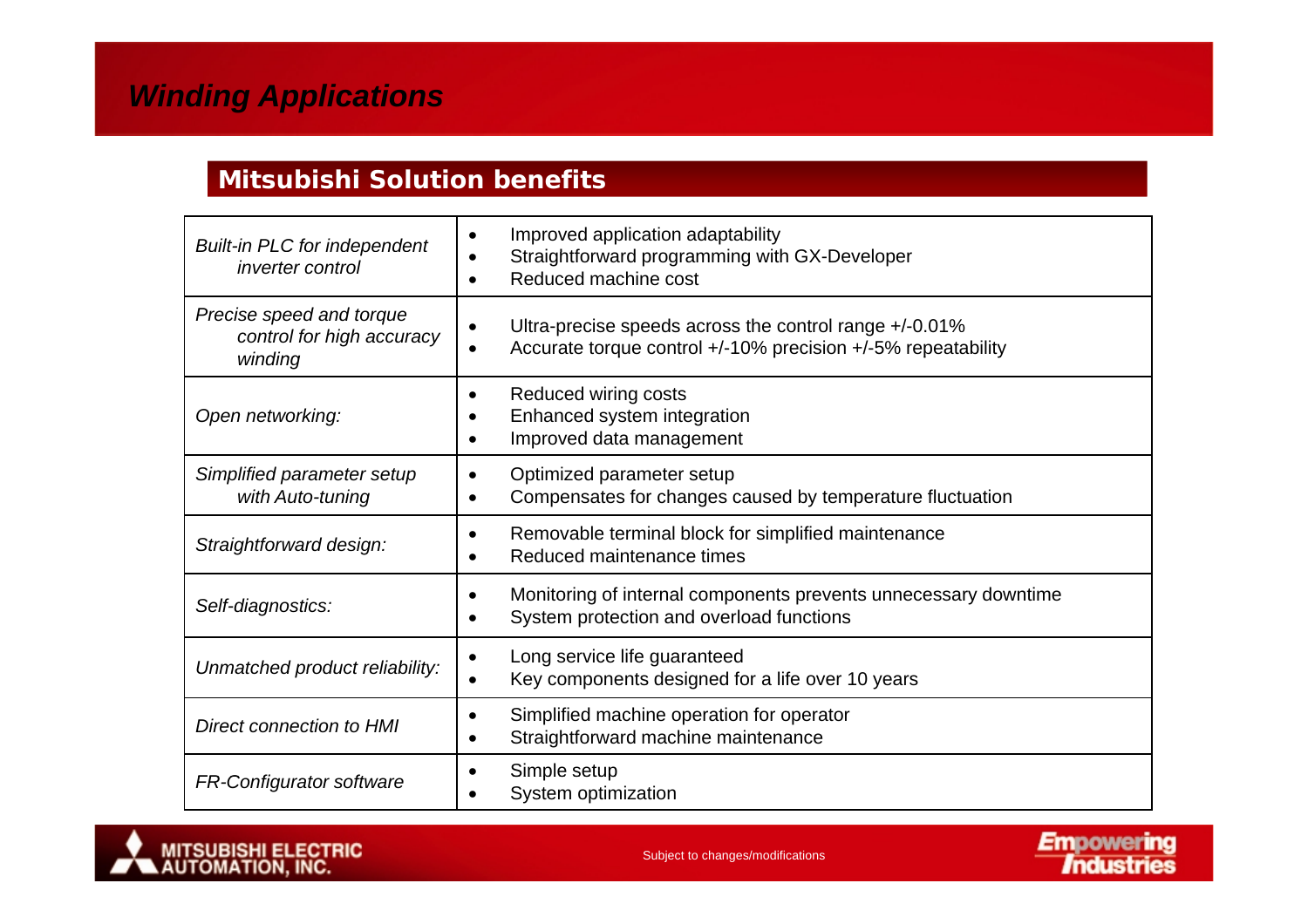# *Winding Applications*

## Mitsubishi Solution benefits

| | |
|---|---|
| *Built-in PLC for independent inverter control* | • Improved application adaptability<br>• Straightforward programming with GX-Developer<br>• Reduced machine cost |
| *Precise speed and torque control for high accuracy winding* | • Ultra-precise speeds across the control range +/-0.01%<br>• Accurate torque control +/-10% precision +/-5% repeatability |
| *Open networking:* | • Reduced wiring costs<br>• Enhanced system integration<br>• Improved data management |
| *Simplified parameter setup with Auto-tuning* | • Optimized parameter setup<br>• Compensates for changes caused by temperature fluctuation |
| *Straightforward design:* | • Removable terminal block for simplified maintenance<br>• Reduced maintenance times |
| *Self-diagnostics:* | • Monitoring of internal components prevents unnecessary downtime<br>• System protection and overload functions |
| *Unmatched product reliability:* | • Long service life guaranteed<br>• Key components designed for a life over 10 years |
| *Direct connection to HMI* | • Simplified machine operation for operator<br>• Straightforward machine maintenance |
| *FR-Configurator software* | • Simple setup<br>• System optimization |

Subject to changes/modifications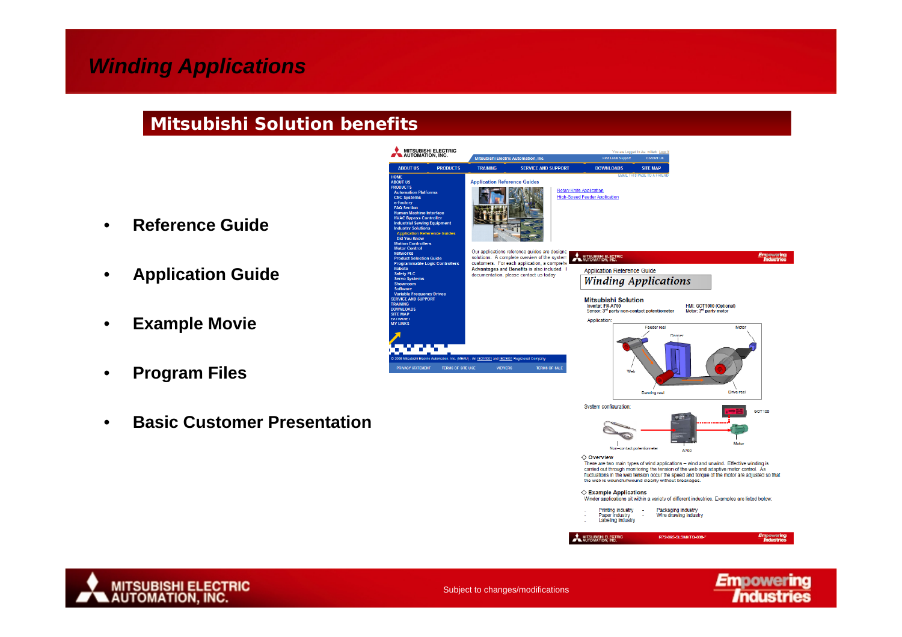# Winding Applications

## Mitsubishi Solution benefits

- **Reference Guide**
- **Application Guide**
- **Example Movie**
- **Program Files**
- **Basic Customer Presentation**

Subject to changes/modifications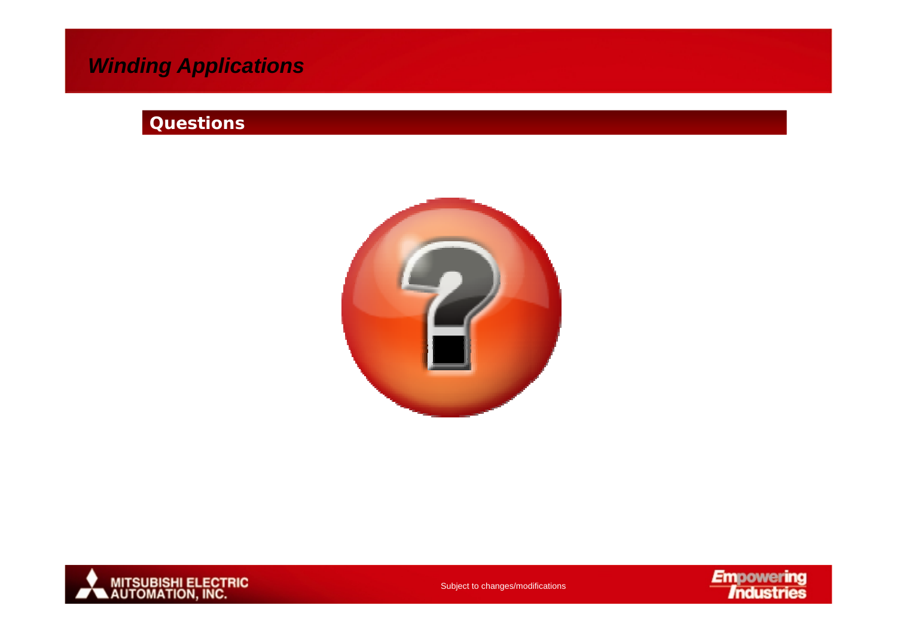# Winding Applications

## Questions